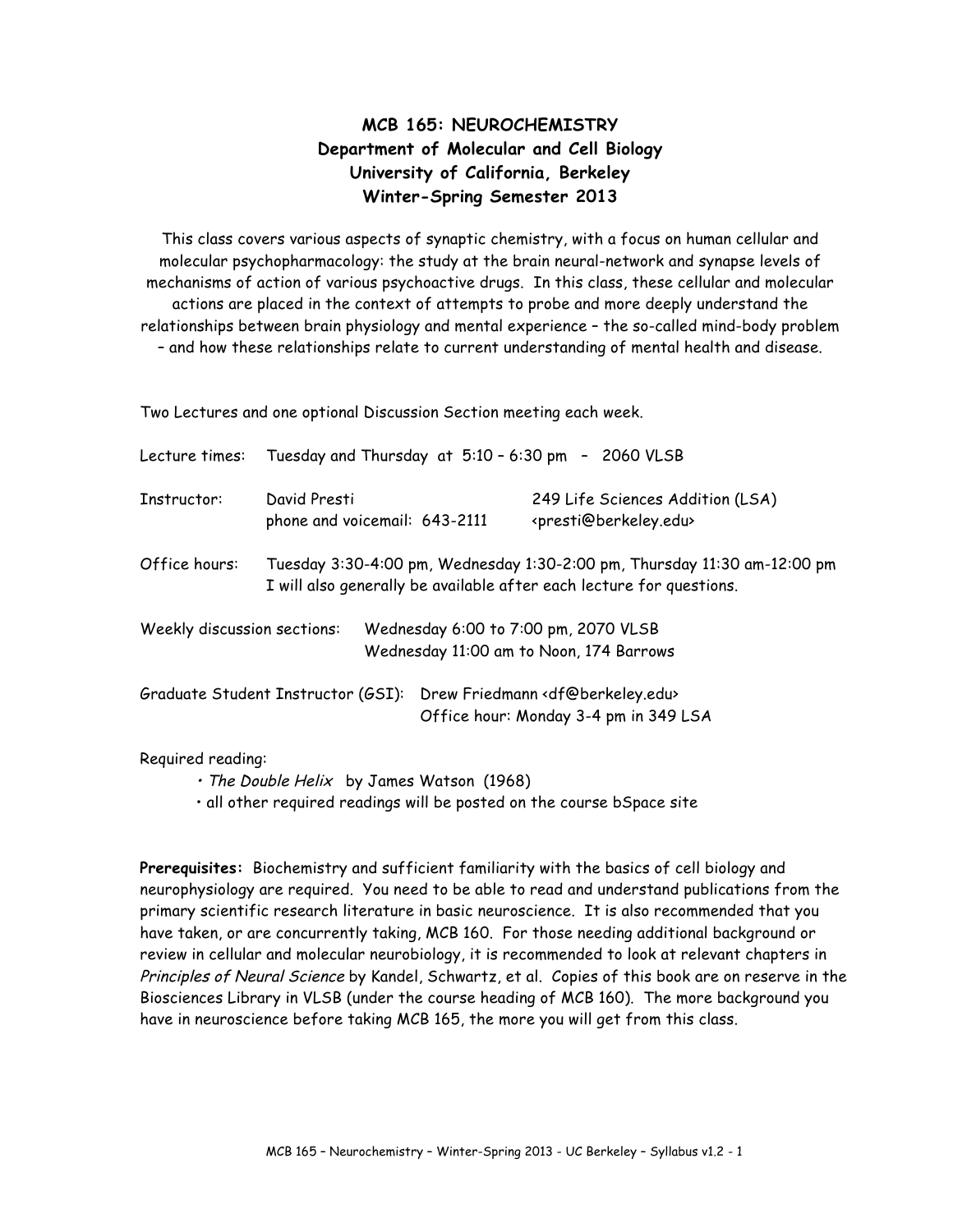# MCB 165: NEUROCHEMISTRY
## Department of Molecular and Cell Biology
## University of California, Berkeley
## Winter-Spring Semester 2013

This class covers various aspects of synaptic chemistry, with a focus on human cellular and molecular psychopharmacology: the study at the brain neural-network and synapse levels of mechanisms of action of various psychoactive drugs. In this class, these cellular and molecular actions are placed in the context of attempts to probe and more deeply understand the relationships between brain physiology and mental experience – the so-called mind-body problem – and how these relationships relate to current understanding of mental health and disease.

Two Lectures and one optional Discussion Section meeting each week.

Lecture times: Tuesday and Thursday at 5:10 – 6:30 pm – 2060 VLSB

Instructor: David Presti, 249 Life Sciences Addition (LSA)
phone and voicemail: 643-2111, <presti@berkeley.edu>

Office hours: Tuesday 3:30-4:00 pm, Wednesday 1:30-2:00 pm, Thursday 11:30 am-12:00 pm
I will also generally be available after each lecture for questions.

Weekly discussion sections: Wednesday 6:00 to 7:00 pm, 2070 VLSB
Wednesday 11:00 am to Noon, 174 Barrows

Graduate Student Instructor (GSI): Drew Friedmann <df@berkeley.edu>
Office hour: Monday 3-4 pm in 349 LSA

Required reading:

- *The Double Helix* by James Watson (1968)
- all other required readings will be posted on the course bSpace site

**Prerequisites:** Biochemistry and sufficient familiarity with the basics of cell biology and neurophysiology are required. You need to be able to read and understand publications from the primary scientific research literature in basic neuroscience. It is also recommended that you have taken, or are concurrently taking, MCB 160. For those needing additional background or review in cellular and molecular neurobiology, it is recommended to look at relevant chapters in *Principles of Neural Science* by Kandel, Schwartz, et al. Copies of this book are on reserve in the Biosciences Library in VLSB (under the course heading of MCB 160). The more background you have in neuroscience before taking MCB 165, the more you will get from this class.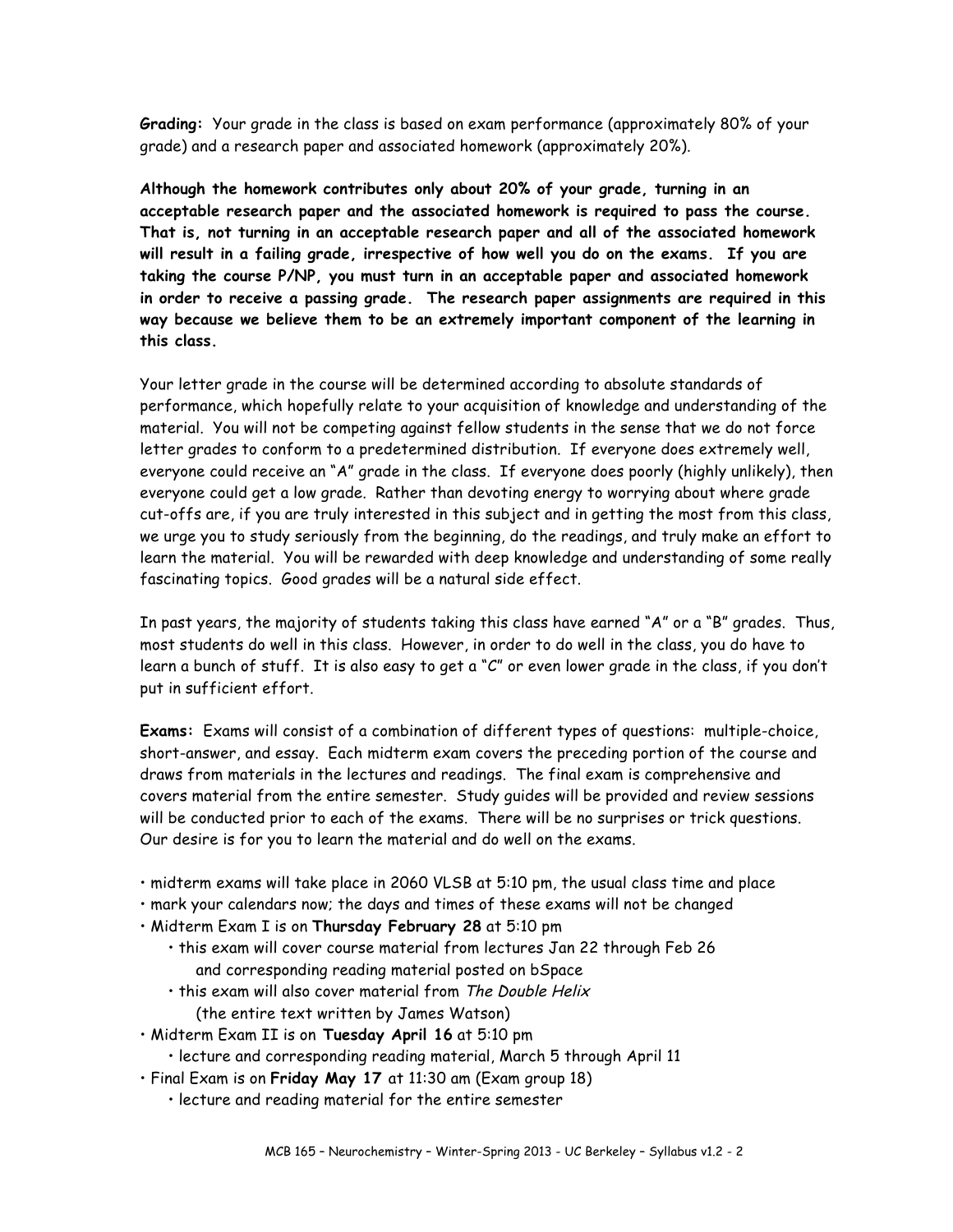**Grading:** Your grade in the class is based on exam performance (approximately 80% of your grade) and a research paper and associated homework (approximately 20%).

**Although the homework contributes only about 20% of your grade, turning in an acceptable research paper and the associated homework is required to pass the course. That is, not turning in an acceptable research paper and all of the associated homework will result in a failing grade, irrespective of how well you do on the exams. If you are taking the course P/NP, you must turn in an acceptable paper and associated homework in order to receive a passing grade. The research paper assignments are required in this way because we believe them to be an extremely important component of the learning in this class.**

Your letter grade in the course will be determined according to absolute standards of performance, which hopefully relate to your acquisition of knowledge and understanding of the material. You will not be competing against fellow students in the sense that we do not force letter grades to conform to a predetermined distribution. If everyone does extremely well, everyone could receive an "A" grade in the class. If everyone does poorly (highly unlikely), then everyone could get a low grade. Rather than devoting energy to worrying about where grade cut-offs are, if you are truly interested in this subject and in getting the most from this class, we urge you to study seriously from the beginning, do the readings, and truly make an effort to learn the material. You will be rewarded with deep knowledge and understanding of some really fascinating topics. Good grades will be a natural side effect.

In past years, the majority of students taking this class have earned "A" or a "B" grades. Thus, most students do well in this class. However, in order to do well in the class, you do have to learn a bunch of stuff. It is also easy to get a "C" or even lower grade in the class, if you don't put in sufficient effort.

**Exams:** Exams will consist of a combination of different types of questions: multiple-choice, short-answer, and essay. Each midterm exam covers the preceding portion of the course and draws from materials in the lectures and readings. The final exam is comprehensive and covers material from the entire semester. Study guides will be provided and review sessions will be conducted prior to each of the exams. There will be no surprises or trick questions. Our desire is for you to learn the material and do well on the exams.

- midterm exams will take place in 2060 VLSB at 5:10 pm, the usual class time and place
- mark your calendars now; the days and times of these exams will not be changed
- Midterm Exam I is on **Thursday February 28** at 5:10 pm
    - this exam will cover course material from lectures Jan 22 through Feb 26 and corresponding reading material posted on bSpace
    - this exam will also cover material from *The Double Helix* (the entire text written by James Watson)
- Midterm Exam II is on **Tuesday April 16** at 5:10 pm
    - lecture and corresponding reading material, March 5 through April 11
- Final Exam is on **Friday May 17** at 11:30 am (Exam group 18)
    - lecture and reading material for the entire semester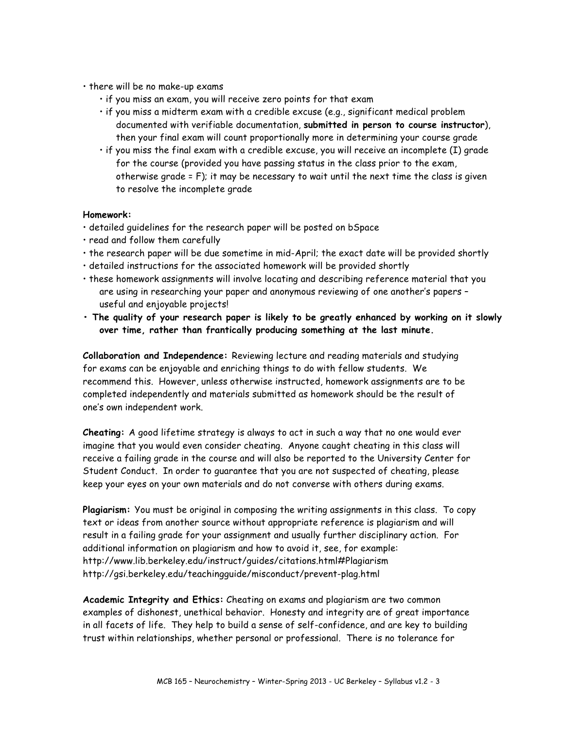- there will be no make-up exams
    - if you miss an exam, you will receive zero points for that exam
    - if you miss a midterm exam with a credible excuse (e.g., significant medical problem documented with verifiable documentation, **submitted in person to course instructor**), then your final exam will count proportionally more in determining your course grade
    - if you miss the final exam with a credible excuse, you will receive an incomplete (I) grade for the course (provided you have passing status in the class prior to the exam, otherwise grade = F); it may be necessary to wait until the next time the class is given to resolve the incomplete grade

**Homework:**

- detailed guidelines for the research paper will be posted on bSpace
- read and follow them carefully
- the research paper will be due sometime in mid-April; the exact date will be provided shortly
- detailed instructions for the associated homework will be provided shortly
- these homework assignments will involve locating and describing reference material that you are using in researching your paper and anonymous reviewing of one another's papers – useful and enjoyable projects!
- **The quality of your research paper is likely to be greatly enhanced by working on it slowly over time, rather than frantically producing something at the last minute.**

**Collaboration and Independence:** Reviewing lecture and reading materials and studying for exams can be enjoyable and enriching things to do with fellow students. We recommend this. However, unless otherwise instructed, homework assignments are to be completed independently and materials submitted as homework should be the result of one's own independent work.

**Cheating:** A good lifetime strategy is always to act in such a way that no one would ever imagine that you would even consider cheating. Anyone caught cheating in this class will receive a failing grade in the course and will also be reported to the University Center for Student Conduct. In order to guarantee that you are not suspected of cheating, please keep your eyes on your own materials and do not converse with others during exams.

**Plagiarism:** You must be original in composing the writing assignments in this class. To copy text or ideas from another source without appropriate reference is plagiarism and will result in a failing grade for your assignment and usually further disciplinary action. For additional information on plagiarism and how to avoid it, see, for example:
http://www.lib.berkeley.edu/instruct/guides/citations.html#Plagiarism
http://gsi.berkeley.edu/teachingguide/misconduct/prevent-plag.html

**Academic Integrity and Ethics:** Cheating on exams and plagiarism are two common examples of dishonest, unethical behavior. Honesty and integrity are of great importance in all facets of life. They help to build a sense of self-confidence, and are key to building trust within relationships, whether personal or professional. There is no tolerance for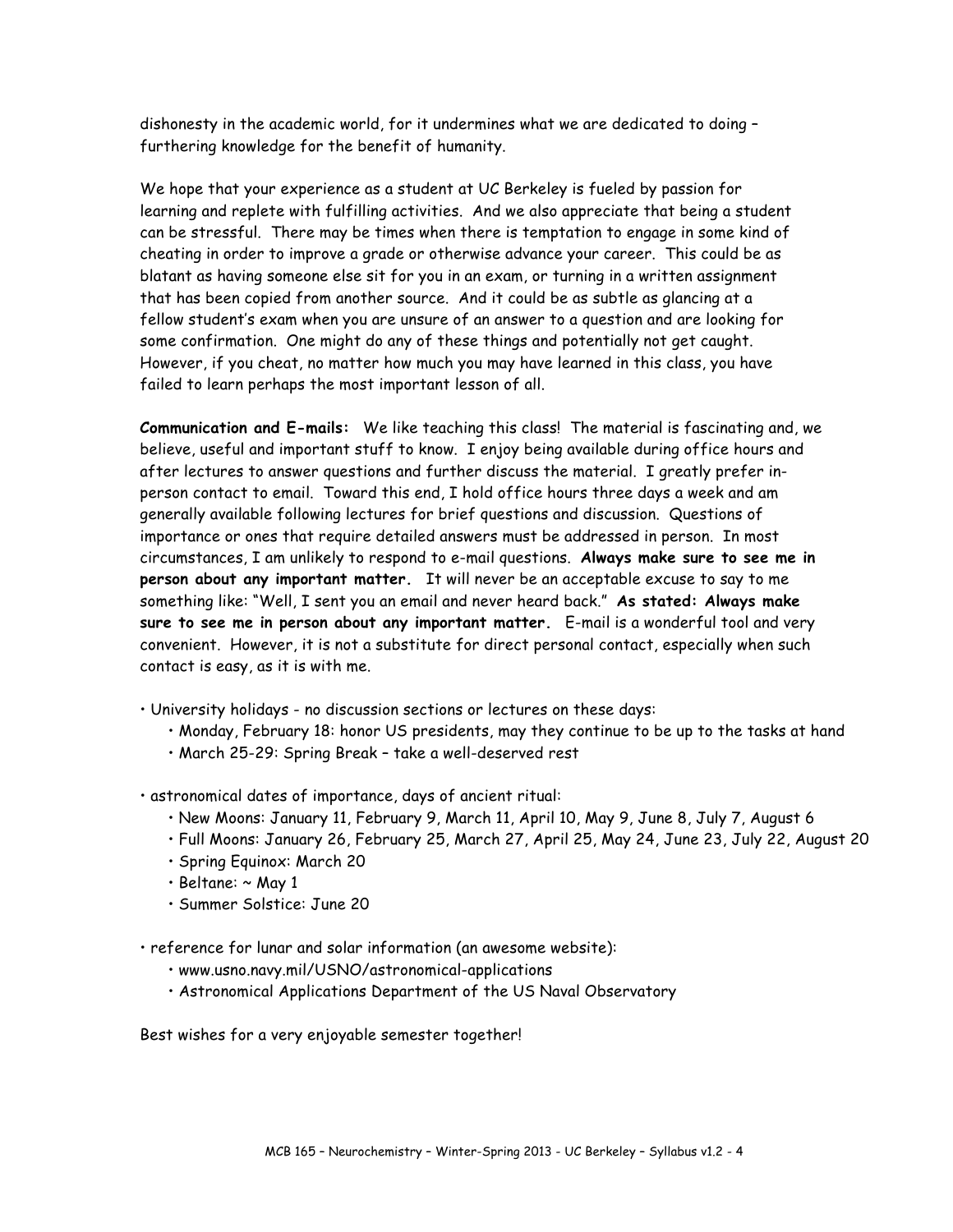dishonesty in the academic world, for it undermines what we are dedicated to doing – furthering knowledge for the benefit of humanity.

We hope that your experience as a student at UC Berkeley is fueled by passion for learning and replete with fulfilling activities. And we also appreciate that being a student can be stressful. There may be times when there is temptation to engage in some kind of cheating in order to improve a grade or otherwise advance your career. This could be as blatant as having someone else sit for you in an exam, or turning in a written assignment that has been copied from another source. And it could be as subtle as glancing at a fellow student's exam when you are unsure of an answer to a question and are looking for some confirmation. One might do any of these things and potentially not get caught. However, if you cheat, no matter how much you may have learned in this class, you have failed to learn perhaps the most important lesson of all.

**Communication and E-mails:** We like teaching this class! The material is fascinating and, we believe, useful and important stuff to know. I enjoy being available during office hours and after lectures to answer questions and further discuss the material. I greatly prefer in-person contact to email. Toward this end, I hold office hours three days a week and am generally available following lectures for brief questions and discussion. Questions of importance or ones that require detailed answers must be addressed in person. In most circumstances, I am unlikely to respond to e-mail questions. **Always make sure to see me in person about any important matter.** It will never be an acceptable excuse to say to me something like: "Well, I sent you an email and never heard back." **As stated: Always make sure to see me in person about any important matter.** E-mail is a wonderful tool and very convenient. However, it is not a substitute for direct personal contact, especially when such contact is easy, as it is with me.

- University holidays - no discussion sections or lectures on these days:
  - Monday, February 18: honor US presidents, may they continue to be up to the tasks at hand
  - March 25-29: Spring Break – take a well-deserved rest

- astronomical dates of importance, days of ancient ritual:
  - New Moons: January 11, February 9, March 11, April 10, May 9, June 8, July 7, August 6
  - Full Moons: January 26, February 25, March 27, April 25, May 24, June 23, July 22, August 20
  - Spring Equinox: March 20
  - Beltane: ~ May 1
  - Summer Solstice: June 20

- reference for lunar and solar information (an awesome website):
  - www.usno.navy.mil/USNO/astronomical-applications
  - Astronomical Applications Department of the US Naval Observatory

Best wishes for a very enjoyable semester together!